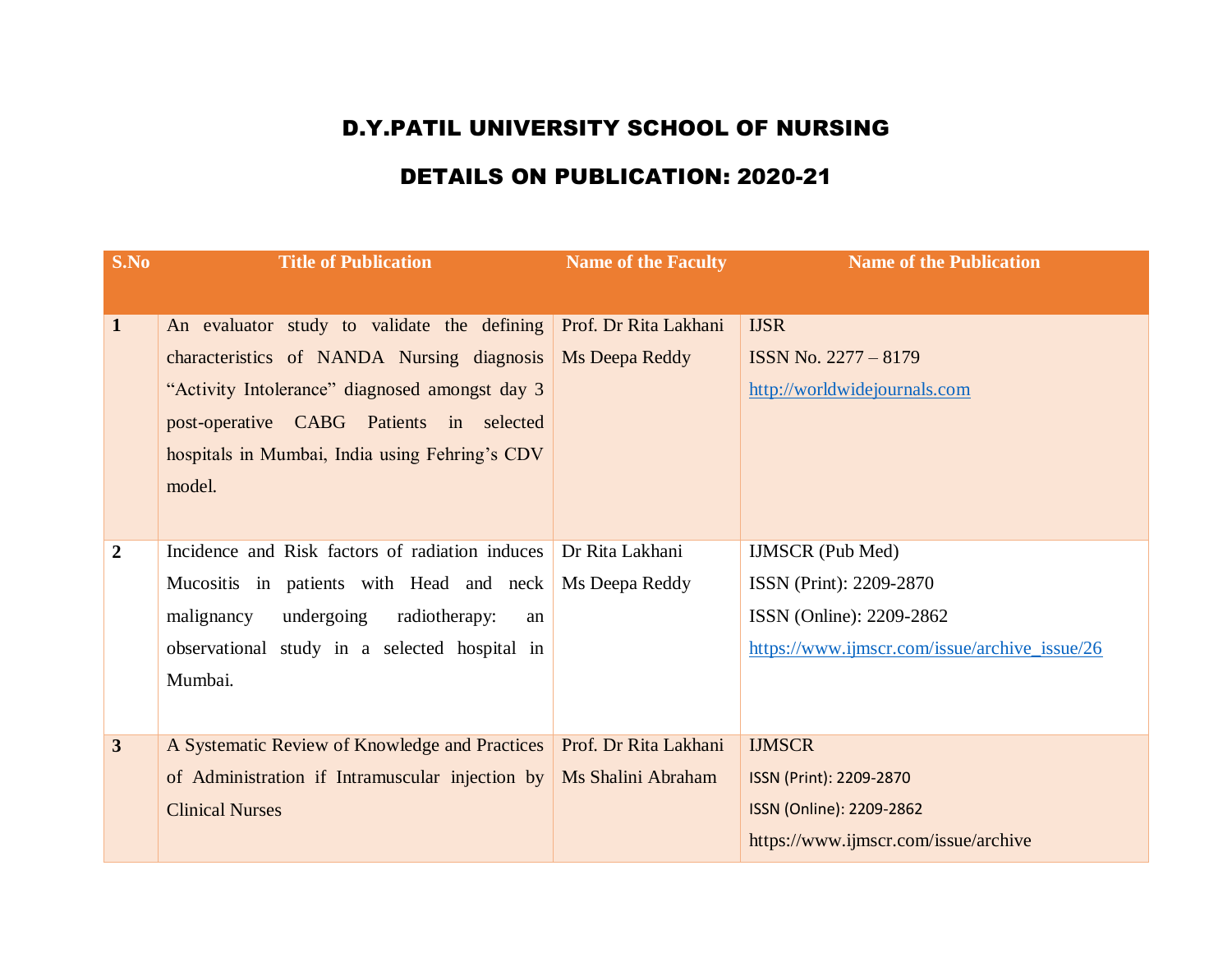# D.Y.PATIL UNIVERSITY SCHOOL OF NURSING

## DETAILS ON PUBLICATION: 2020-21

| S.No | Title of Publication | Name of the Faculty | Name of the Publication |
|---|---|---|---|
| **1** | An evaluator study to validate the defining characteristics of NANDA Nursing diagnosis “Activity Intolerance” diagnosed amongst day 3 post-operative CABG Patients in selected hospitals in Mumbai, India using Fehring’s CDV model. | Prof. Dr Rita Lakhani<br>Ms Deepa Reddy | IJSR<br>ISSN No. 2277 – 8179<br>http://worldwidejournals.com |
| **2** | Incidence and Risk factors of radiation induces Mucositis in patients with Head and neck malignancy undergoing radiotherapy: an observational study in a selected hospital in Mumbai. | Dr Rita Lakhani<br>Ms Deepa Reddy | IJMSCR (Pub Med)<br>ISSN (Print): 2209-2870<br>ISSN (Online): 2209-2862<br>https://www.ijmscr.com/issue/archive_issue/26 |
| **3** | A Systematic Review of Knowledge and Practices of Administration if Intramuscular injection by Clinical Nurses | Prof. Dr Rita Lakhani<br>Ms Shalini Abraham | IJMSCR<br>ISSN (Print): 2209-2870<br>ISSN (Online): 2209-2862<br>https://www.ijmscr.com/issue/archive |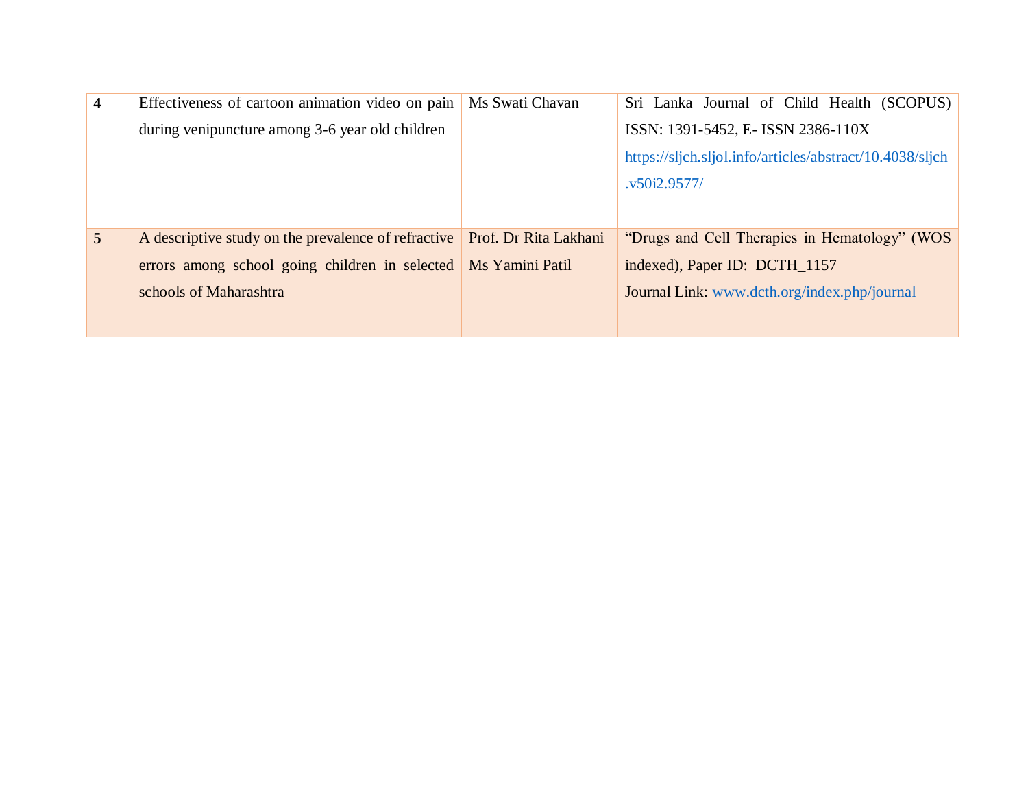| | | | |
|---|---|---|---|
| **4** | Effectiveness of cartoon animation video on pain during venipuncture among 3-6 year old children | Ms Swati Chavan | Sri Lanka Journal of Child Health (SCOPUS) ISSN: 1391-5452, E- ISSN 2386-110X https://sljch.sljol.info/articles/abstract/10.4038/sljch.v50i2.9577/ |
| **5** | A descriptive study on the prevalence of refractive errors among school going children in selected schools of Maharashtra | Prof. Dr Rita Lakhani<br>Ms Yamini Patil | "Drugs and Cell Therapies in Hematology" (WOS indexed), Paper ID: DCTH_1157<br>Journal Link: www.dcth.org/index.php/journal |